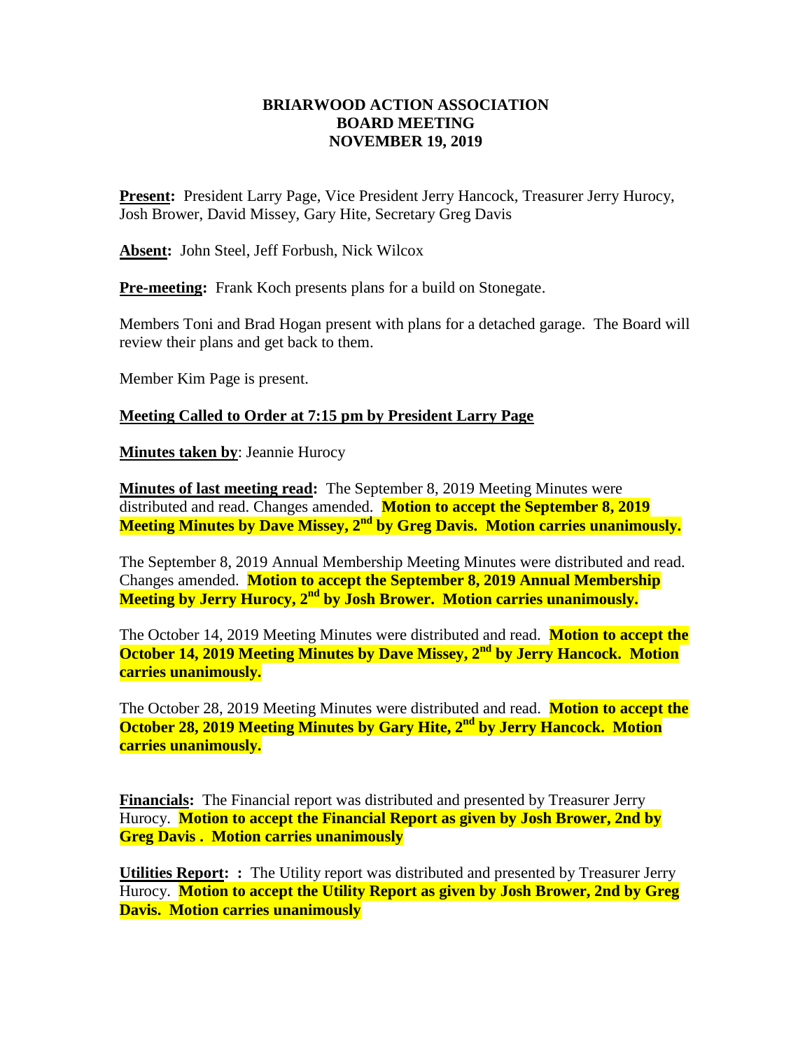**BRIARWOOD ACTION ASSOCIATION**
**BOARD MEETING**
**NOVEMBER 19, 2019**

**Present:** President Larry Page, Vice President Jerry Hancock, Treasurer Jerry Hurocy, Josh Brower, David Missey, Gary Hite, Secretary Greg Davis

**Absent:** John Steel, Jeff Forbush, Nick Wilcox

**Pre-meeting:** Frank Koch presents plans for a build on Stonegate.

Members Toni and Brad Hogan present with plans for a detached garage. The Board will review their plans and get back to them.

Member Kim Page is present.

**Meeting Called to Order at 7:15 pm by President Larry Page**

**Minutes taken by**: Jeannie Hurocy

**Minutes of last meeting read:** The September 8, 2019 Meeting Minutes were distributed and read. Changes amended. **Motion to accept the September 8, 2019 Meeting Minutes by Dave Missey, 2nd by Greg Davis. Motion carries unanimously.**

The September 8, 2019 Annual Membership Meeting Minutes were distributed and read. Changes amended. **Motion to accept the September 8, 2019 Annual Membership Meeting by Jerry Hurocy, 2nd by Josh Brower. Motion carries unanimously.**

The October 14, 2019 Meeting Minutes were distributed and read. **Motion to accept the October 14, 2019 Meeting Minutes by Dave Missey, 2nd by Jerry Hancock. Motion carries unanimously.**

The October 28, 2019 Meeting Minutes were distributed and read. **Motion to accept the October 28, 2019 Meeting Minutes by Gary Hite, 2nd by Jerry Hancock. Motion carries unanimously.**

**Financials:** The Financial report was distributed and presented by Treasurer Jerry Hurocy. **Motion to accept the Financial Report as given by Josh Brower, 2nd by Greg Davis . Motion carries unanimously**

**Utilities Report: :** The Utility report was distributed and presented by Treasurer Jerry Hurocy. **Motion to accept the Utility Report as given by Josh Brower, 2nd by Greg Davis. Motion carries unanimously**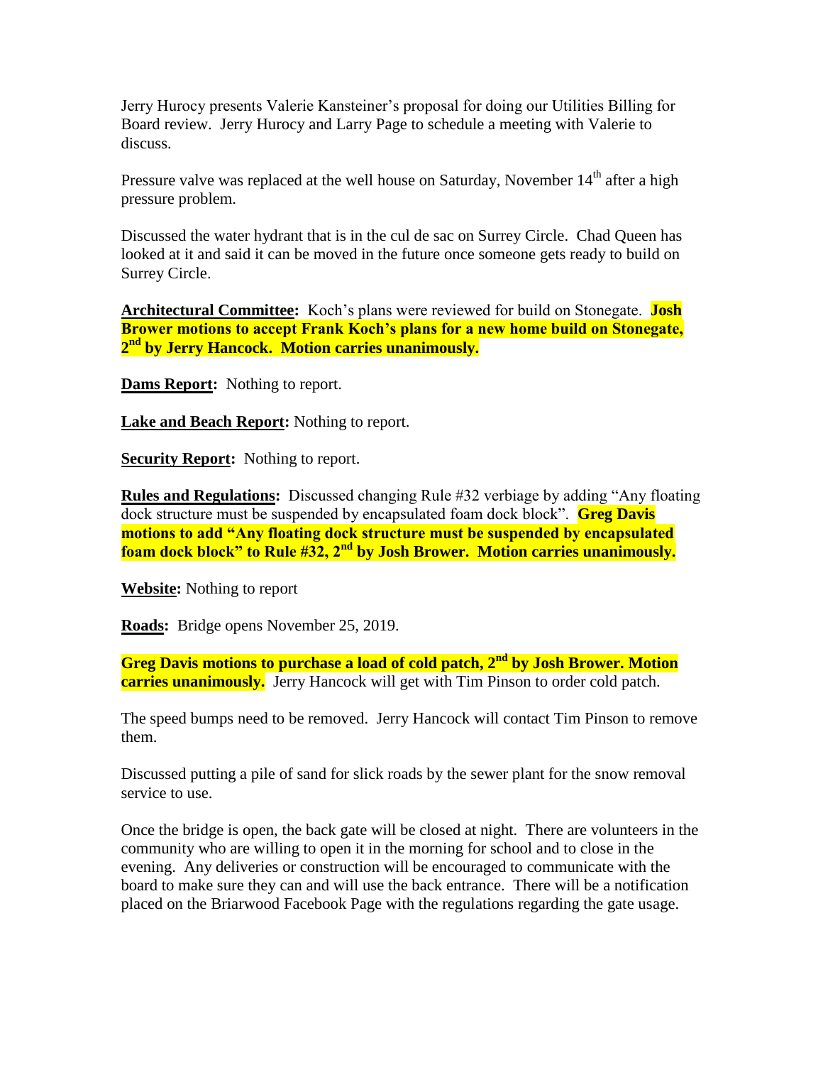Jerry Hurocy presents Valerie Kansteiner's proposal for doing our Utilities Billing for Board review. Jerry Hurocy and Larry Page to schedule a meeting with Valerie to discuss.

Pressure valve was replaced at the well house on Saturday, November 14th after a high pressure problem.

Discussed the water hydrant that is in the cul de sac on Surrey Circle. Chad Queen has looked at it and said it can be moved in the future once someone gets ready to build on Surrey Circle.

**Architectural Committee:** Koch's plans were reviewed for build on Stonegate. **Josh Brower motions to accept Frank Koch's plans for a new home build on Stonegate, 2nd by Jerry Hancock. Motion carries unanimously.**

**Dams Report:** Nothing to report.

**Lake and Beach Report:** Nothing to report.

**Security Report:** Nothing to report.

**Rules and Regulations:** Discussed changing Rule #32 verbiage by adding "Any floating dock structure must be suspended by encapsulated foam dock block". **Greg Davis motions to add "Any floating dock structure must be suspended by encapsulated foam dock block" to Rule #32, 2nd by Josh Brower. Motion carries unanimously.**

**Website:** Nothing to report

**Roads:** Bridge opens November 25, 2019.

**Greg Davis motions to purchase a load of cold patch, 2nd by Josh Brower. Motion carries unanimously.** Jerry Hancock will get with Tim Pinson to order cold patch.

The speed bumps need to be removed. Jerry Hancock will contact Tim Pinson to remove them.

Discussed putting a pile of sand for slick roads by the sewer plant for the snow removal service to use.

Once the bridge is open, the back gate will be closed at night. There are volunteers in the community who are willing to open it in the morning for school and to close in the evening. Any deliveries or construction will be encouraged to communicate with the board to make sure they can and will use the back entrance. There will be a notification placed on the Briarwood Facebook Page with the regulations regarding the gate usage.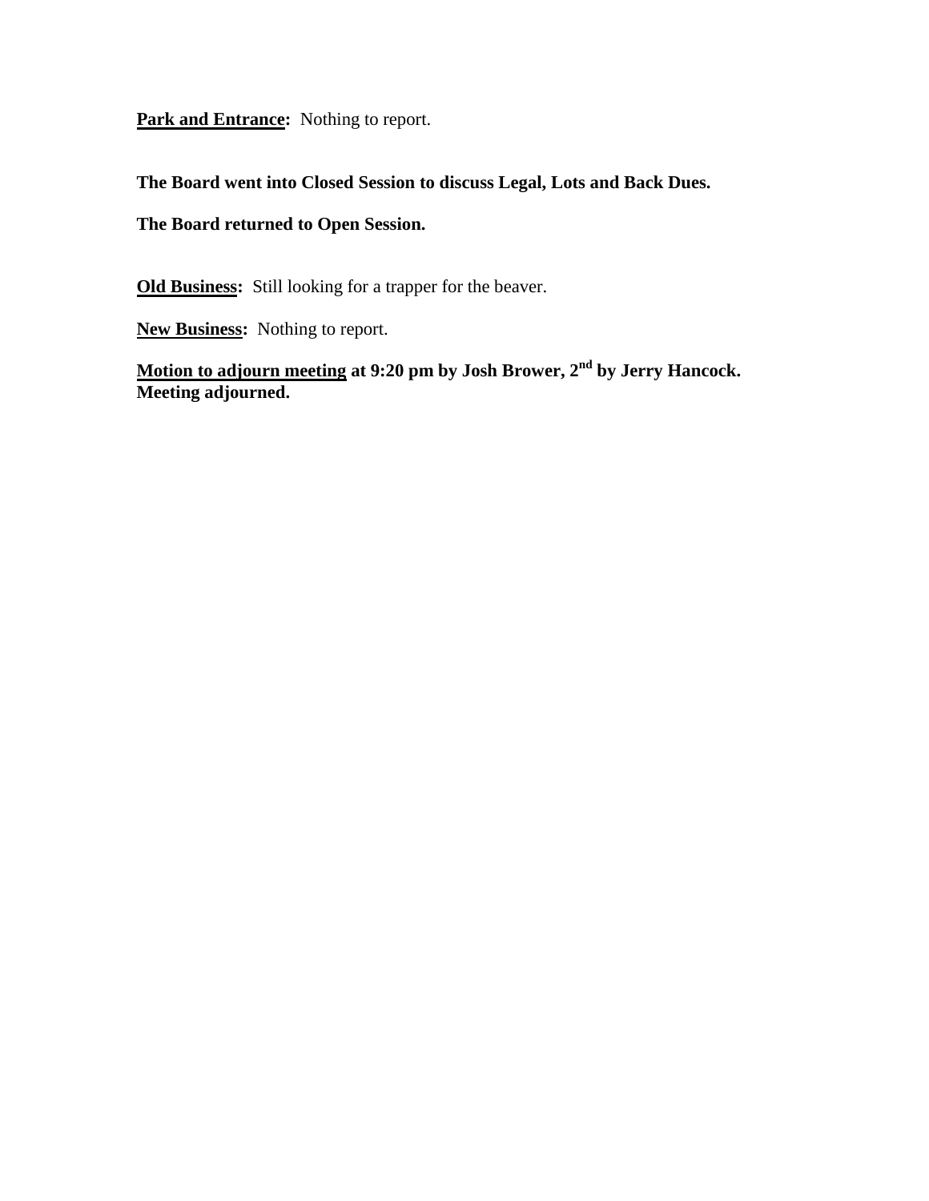**Park and Entrance:** Nothing to report.

**The Board went into Closed Session to discuss Legal, Lots and Back Dues.**

**The Board returned to Open Session.**

**Old Business:** Still looking for a trapper for the beaver.

**New Business:** Nothing to report.

**Motion to adjourn meeting at 9:20 pm by Josh Brower, 2nd by Jerry Hancock. Meeting adjourned.**